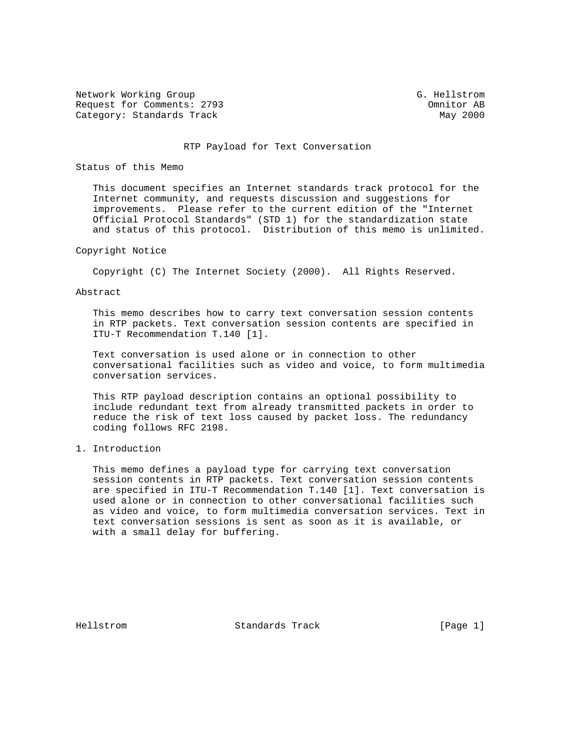Network Working Group G. Hellstrom
Request for Comments: 2793 Omnitor AB
Category: Standards Track May 2000

# RTP Payload for Text Conversation

## Status of this Memo

This document specifies an Internet standards track protocol for the Internet community, and requests discussion and suggestions for improvements. Please refer to the current edition of the "Internet Official Protocol Standards" (STD 1) for the standardization state and status of this protocol. Distribution of this memo is unlimited.

## Copyright Notice

Copyright (C) The Internet Society (2000). All Rights Reserved.

## Abstract

This memo describes how to carry text conversation session contents in RTP packets. Text conversation session contents are specified in ITU-T Recommendation T.140 [1].

Text conversation is used alone or in connection to other conversational facilities such as video and voice, to form multimedia conversation services.

This RTP payload description contains an optional possibility to include redundant text from already transmitted packets in order to reduce the risk of text loss caused by packet loss. The redundancy coding follows RFC 2198.

## 1. Introduction

This memo defines a payload type for carrying text conversation session contents in RTP packets. Text conversation session contents are specified in ITU-T Recommendation T.140 [1]. Text conversation is used alone or in connection to other conversational facilities such as video and voice, to form multimedia conversation services. Text in text conversation sessions is sent as soon as it is available, or with a small delay for buffering.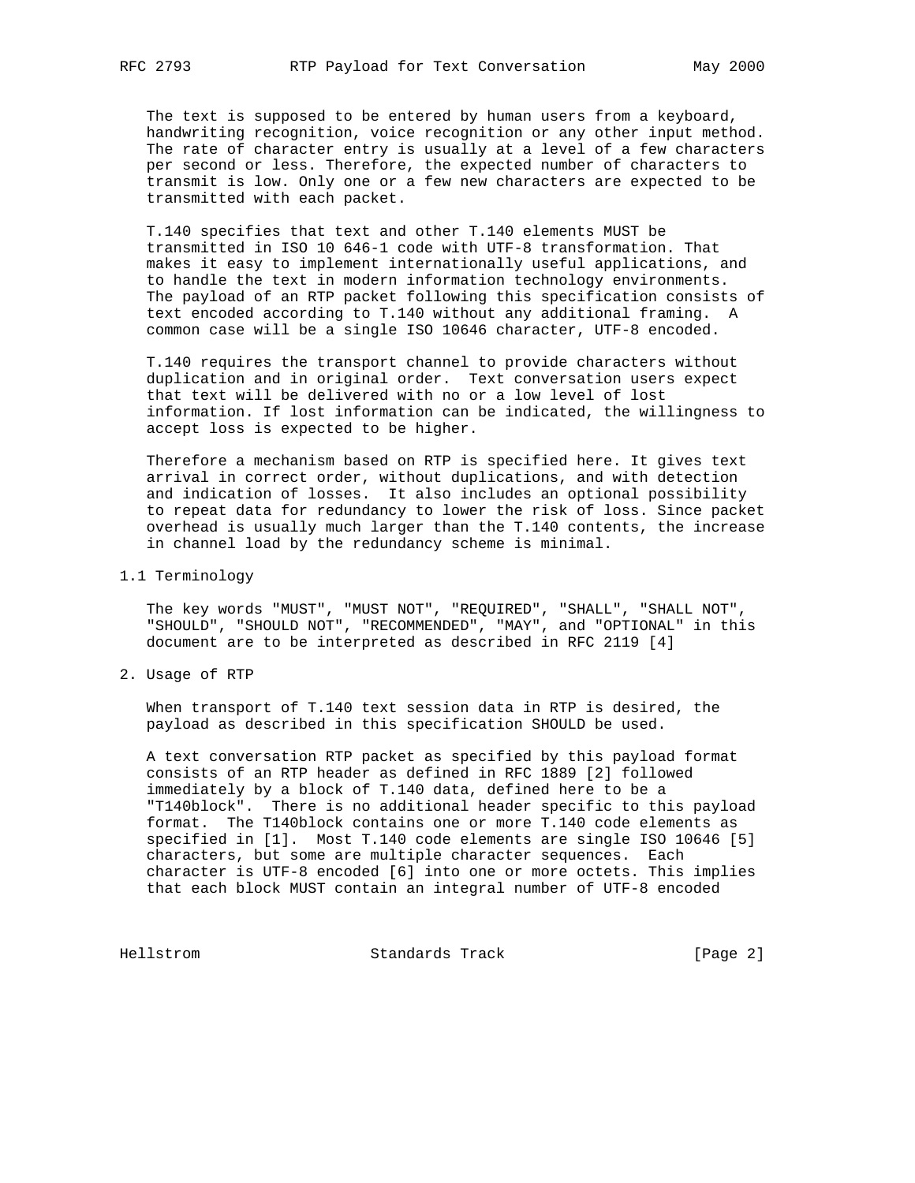The text is supposed to be entered by human users from a keyboard, handwriting recognition, voice recognition or any other input method. The rate of character entry is usually at a level of a few characters per second or less. Therefore, the expected number of characters to transmit is low. Only one or a few new characters are expected to be transmitted with each packet.

T.140 specifies that text and other T.140 elements MUST be transmitted in ISO 10 646-1 code with UTF-8 transformation. That makes it easy to implement internationally useful applications, and to handle the text in modern information technology environments. The payload of an RTP packet following this specification consists of text encoded according to T.140 without any additional framing. A common case will be a single ISO 10646 character, UTF-8 encoded.

T.140 requires the transport channel to provide characters without duplication and in original order. Text conversation users expect that text will be delivered with no or a low level of lost information. If lost information can be indicated, the willingness to accept loss is expected to be higher.

Therefore a mechanism based on RTP is specified here. It gives text arrival in correct order, without duplications, and with detection and indication of losses. It also includes an optional possibility to repeat data for redundancy to lower the risk of loss. Since packet overhead is usually much larger than the T.140 contents, the increase in channel load by the redundancy scheme is minimal.

## 1.1 Terminology

The key words "MUST", "MUST NOT", "REQUIRED", "SHALL", "SHALL NOT", "SHOULD", "SHOULD NOT", "RECOMMENDED", "MAY", and "OPTIONAL" in this document are to be interpreted as described in RFC 2119 [4]

# 2. Usage of RTP

When transport of T.140 text session data in RTP is desired, the payload as described in this specification SHOULD be used.

A text conversation RTP packet as specified by this payload format consists of an RTP header as defined in RFC 1889 [2] followed immediately by a block of T.140 data, defined here to be a "T140block". There is no additional header specific to this payload format. The T140block contains one or more T.140 code elements as specified in [1]. Most T.140 code elements are single ISO 10646 [5] characters, but some are multiple character sequences. Each character is UTF-8 encoded [6] into one or more octets. This implies that each block MUST contain an integral number of UTF-8 encoded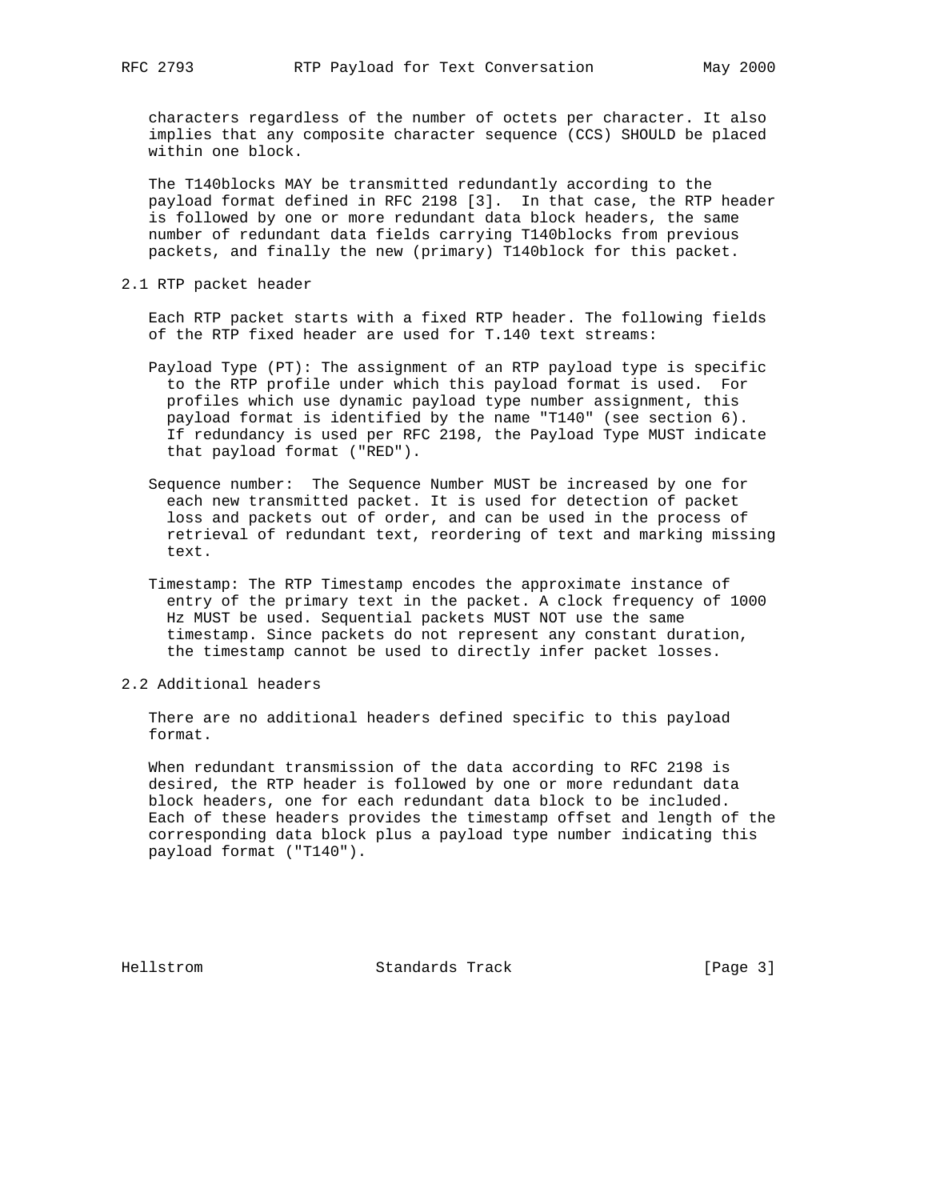characters regardless of the number of octets per character. It also implies that any composite character sequence (CCS) SHOULD be placed within one block.

The T140blocks MAY be transmitted redundantly according to the payload format defined in RFC 2198 [3]. In that case, the RTP header is followed by one or more redundant data block headers, the same number of redundant data fields carrying T140blocks from previous packets, and finally the new (primary) T140block for this packet.

## 2.1 RTP packet header

Each RTP packet starts with a fixed RTP header. The following fields of the RTP fixed header are used for T.140 text streams:

Payload Type (PT): The assignment of an RTP payload type is specific to the RTP profile under which this payload format is used. For profiles which use dynamic payload type number assignment, this payload format is identified by the name "T140" (see section 6). If redundancy is used per RFC 2198, the Payload Type MUST indicate that payload format ("RED").

Sequence number: The Sequence Number MUST be increased by one for each new transmitted packet. It is used for detection of packet loss and packets out of order, and can be used in the process of retrieval of redundant text, reordering of text and marking missing text.

Timestamp: The RTP Timestamp encodes the approximate instance of entry of the primary text in the packet. A clock frequency of 1000 Hz MUST be used. Sequential packets MUST NOT use the same timestamp. Since packets do not represent any constant duration, the timestamp cannot be used to directly infer packet losses.

## 2.2 Additional headers

There are no additional headers defined specific to this payload format.

When redundant transmission of the data according to RFC 2198 is desired, the RTP header is followed by one or more redundant data block headers, one for each redundant data block to be included. Each of these headers provides the timestamp offset and length of the corresponding data block plus a payload type number indicating this payload format ("T140").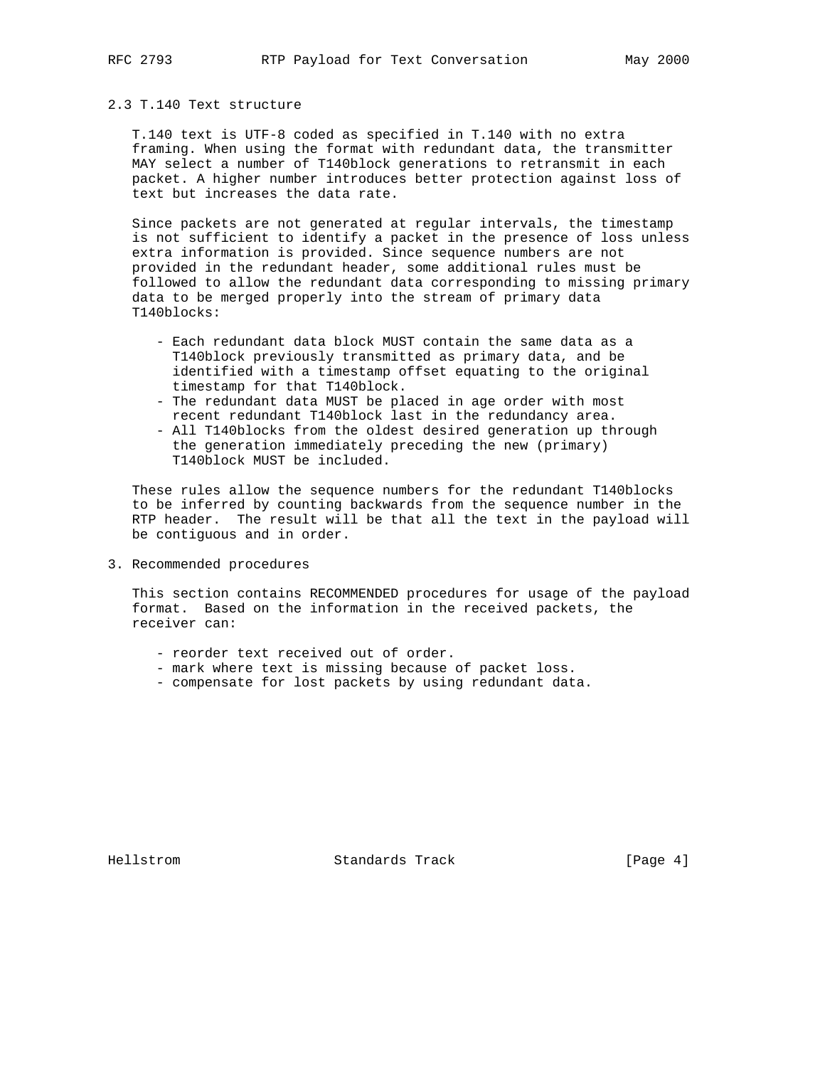## 2.3 T.140 Text structure

T.140 text is UTF-8 coded as specified in T.140 with no extra framing. When using the format with redundant data, the transmitter MAY select a number of T140block generations to retransmit in each packet. A higher number introduces better protection against loss of text but increases the data rate.

Since packets are not generated at regular intervals, the timestamp is not sufficient to identify a packet in the presence of loss unless extra information is provided. Since sequence numbers are not provided in the redundant header, some additional rules must be followed to allow the redundant data corresponding to missing primary data to be merged properly into the stream of primary data T140blocks:

- Each redundant data block MUST contain the same data as a T140block previously transmitted as primary data, and be identified with a timestamp offset equating to the original timestamp for that T140block.
- The redundant data MUST be placed in age order with most recent redundant T140block last in the redundancy area.
- All T140blocks from the oldest desired generation up through the generation immediately preceding the new (primary) T140block MUST be included.

These rules allow the sequence numbers for the redundant T140blocks to be inferred by counting backwards from the sequence number in the RTP header. The result will be that all the text in the payload will be contiguous and in order.

# 3. Recommended procedures

This section contains RECOMMENDED procedures for usage of the payload format. Based on the information in the received packets, the receiver can:

- reorder text received out of order.
- mark where text is missing because of packet loss.
- compensate for lost packets by using redundant data.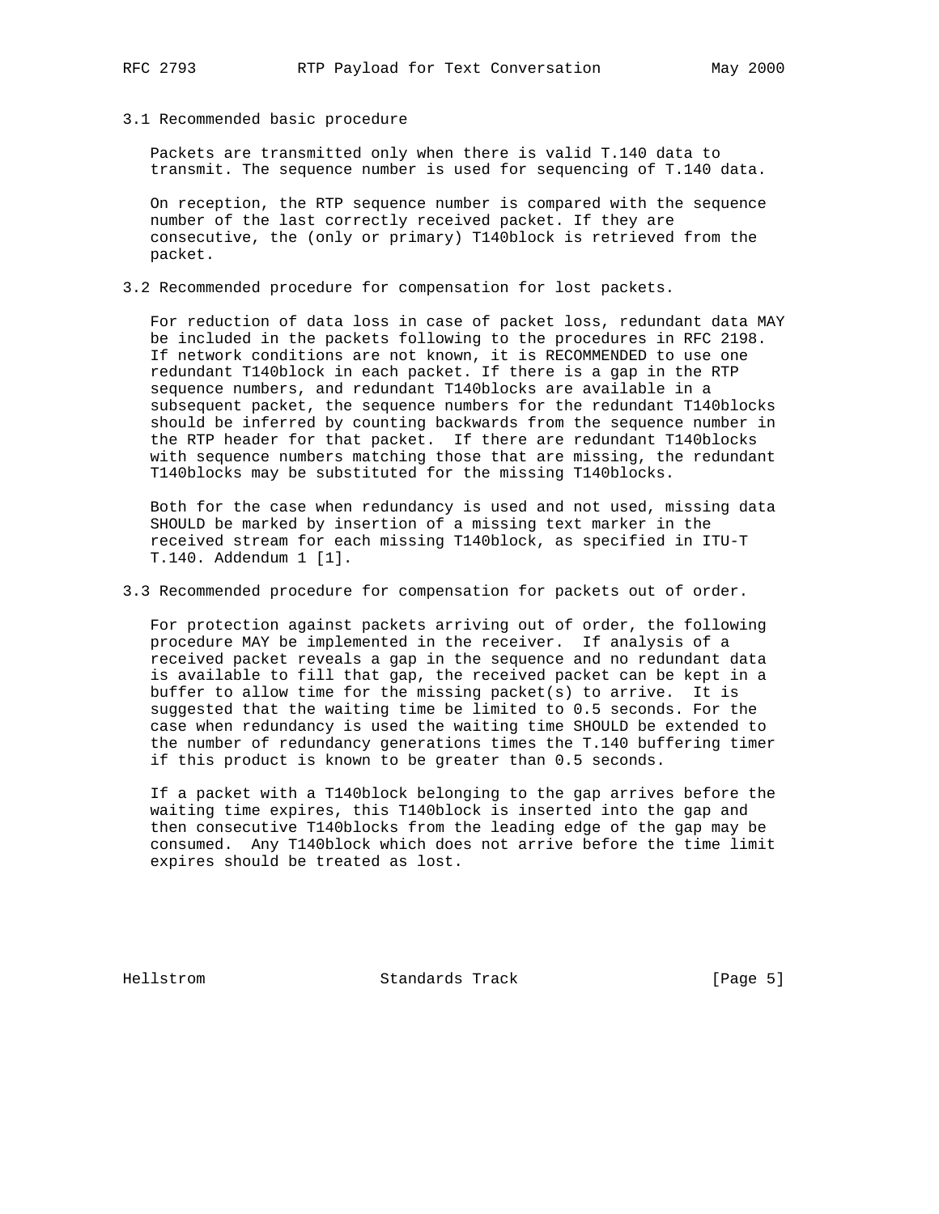### 3.1 Recommended basic procedure

Packets are transmitted only when there is valid T.140 data to transmit. The sequence number is used for sequencing of T.140 data.

On reception, the RTP sequence number is compared with the sequence number of the last correctly received packet. If they are consecutive, the (only or primary) T140block is retrieved from the packet.

### 3.2 Recommended procedure for compensation for lost packets.

For reduction of data loss in case of packet loss, redundant data MAY be included in the packets following to the procedures in RFC 2198. If network conditions are not known, it is RECOMMENDED to use one redundant T140block in each packet. If there is a gap in the RTP sequence numbers, and redundant T140blocks are available in a subsequent packet, the sequence numbers for the redundant T140blocks should be inferred by counting backwards from the sequence number in the RTP header for that packet. If there are redundant T140blocks with sequence numbers matching those that are missing, the redundant T140blocks may be substituted for the missing T140blocks.

Both for the case when redundancy is used and not used, missing data SHOULD be marked by insertion of a missing text marker in the received stream for each missing T140block, as specified in ITU-T T.140. Addendum 1 [1].

### 3.3 Recommended procedure for compensation for packets out of order.

For protection against packets arriving out of order, the following procedure MAY be implemented in the receiver. If analysis of a received packet reveals a gap in the sequence and no redundant data is available to fill that gap, the received packet can be kept in a buffer to allow time for the missing packet(s) to arrive. It is suggested that the waiting time be limited to 0.5 seconds. For the case when redundancy is used the waiting time SHOULD be extended to the number of redundancy generations times the T.140 buffering timer if this product is known to be greater than 0.5 seconds.

If a packet with a T140block belonging to the gap arrives before the waiting time expires, this T140block is inserted into the gap and then consecutive T140blocks from the leading edge of the gap may be consumed. Any T140block which does not arrive before the time limit expires should be treated as lost.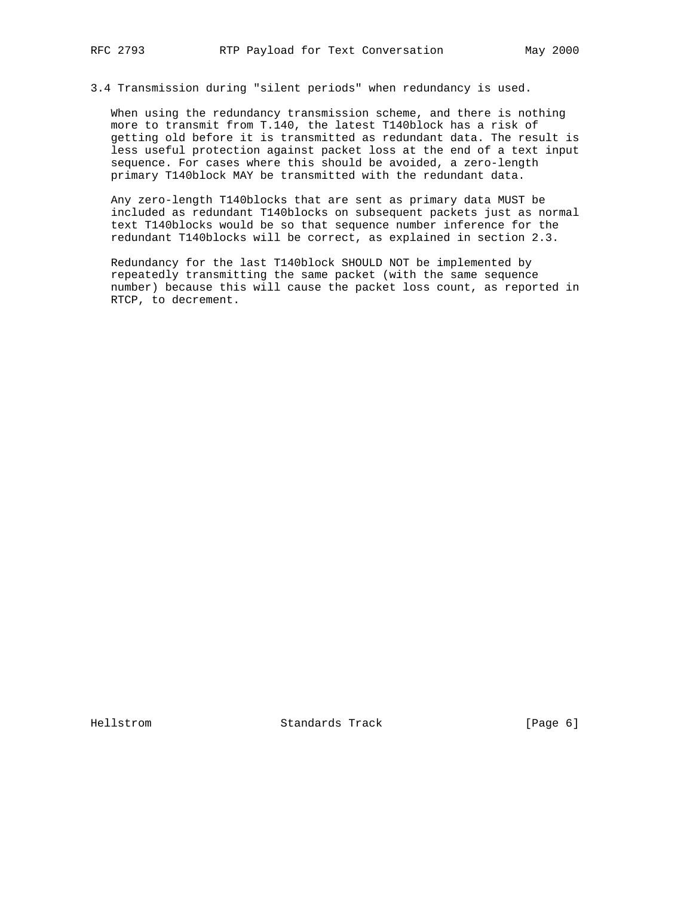### 3.4 Transmission during "silent periods" when redundancy is used.

When using the redundancy transmission scheme, and there is nothing more to transmit from T.140, the latest T140block has a risk of getting old before it is transmitted as redundant data. The result is less useful protection against packet loss at the end of a text input sequence. For cases where this should be avoided, a zero-length primary T140block MAY be transmitted with the redundant data.

Any zero-length T140blocks that are sent as primary data MUST be included as redundant T140blocks on subsequent packets just as normal text T140blocks would be so that sequence number inference for the redundant T140blocks will be correct, as explained in section 2.3.

Redundancy for the last T140block SHOULD NOT be implemented by repeatedly transmitting the same packet (with the same sequence number) because this will cause the packet loss count, as reported in RTCP, to decrement.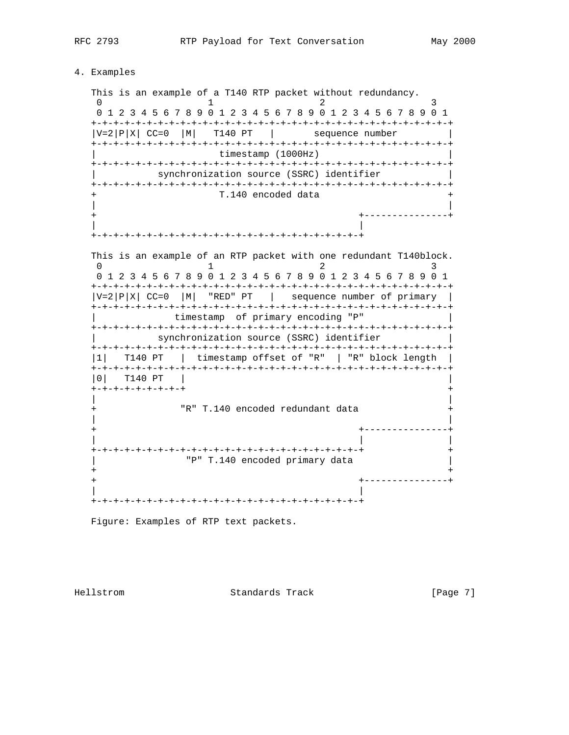## 4. Examples

This is an example of a T140 RTP packet without redundancy.

```
 0                   1                   2                   3
 0 1 2 3 4 5 6 7 8 9 0 1 2 3 4 5 6 7 8 9 0 1 2 3 4 5 6 7 8 9 0 1
+-+-+-+-+-+-+-+-+-+-+-+-+-+-+-+-+-+-+-+-+-+-+-+-+-+-+-+-+-+-+-+-+
|V=2|P|X| CC=0  |M|   T140 PT   |       sequence number         |
+-+-+-+-+-+-+-+-+-+-+-+-+-+-+-+-+-+-+-+-+-+-+-+-+-+-+-+-+-+-+-+-+
|                      timestamp (1000Hz)                       |
+-+-+-+-+-+-+-+-+-+-+-+-+-+-+-+-+-+-+-+-+-+-+-+-+-+-+-+-+-+-+-+-+
|           synchronization source (SSRC) identifier            |
+-+-+-+-+-+-+-+-+-+-+-+-+-+-+-+-+-+-+-+-+-+-+-+-+-+-+-+-+-+-+-+-+
+                      T.140 encoded data                       +
|                                                               |
+                                               +---------------+
|                                               |
+-+-+-+-+-+-+-+-+-+-+-+-+-+-+-+-+-+-+-+-+-+-+-+-+
```

This is an example of an RTP packet with one redundant T140block.

```
 0                   1                   2                   3
 0 1 2 3 4 5 6 7 8 9 0 1 2 3 4 5 6 7 8 9 0 1 2 3 4 5 6 7 8 9 0 1
+-+-+-+-+-+-+-+-+-+-+-+-+-+-+-+-+-+-+-+-+-+-+-+-+-+-+-+-+-+-+-+-+
|V=2|P|X| CC=0  |M|  "RED" PT   |   sequence number of primary  |
+-+-+-+-+-+-+-+-+-+-+-+-+-+-+-+-+-+-+-+-+-+-+-+-+-+-+-+-+-+-+-+-+
|              timestamp  of primary encoding "P"               |
+-+-+-+-+-+-+-+-+-+-+-+-+-+-+-+-+-+-+-+-+-+-+-+-+-+-+-+-+-+-+-+-+
|           synchronization source (SSRC) identifier            |
+-+-+-+-+-+-+-+-+-+-+-+-+-+-+-+-+-+-+-+-+-+-+-+-+-+-+-+-+-+-+-+-+
|1|   T140 PT   |  timestamp offset of "R"  | "R" block length  |
+-+-+-+-+-+-+-+-+-+-+-+-+-+-+-+-+-+-+-+-+-+-+-+-+-+-+-+-+-+-+-+-+
|0|   T140 PT   |                                               |
+-+-+-+-+-+-+-+-+                                               +
|                                                               |
+               "R" T.140 encoded redundant data                +
|                                                               |
+                                               +---------------+
|                                               |               |
+-+-+-+-+-+-+-+-+-+-+-+-+-+-+-+-+-+-+-+-+-+-+-+-+               +
|                "P" T.140 encoded primary data                 |
+                                                               +
+                                               +---------------+
|                                               |
+-+-+-+-+-+-+-+-+-+-+-+-+-+-+-+-+-+-+-+-+-+-+-+-+
```

Figure: Examples of RTP text packets.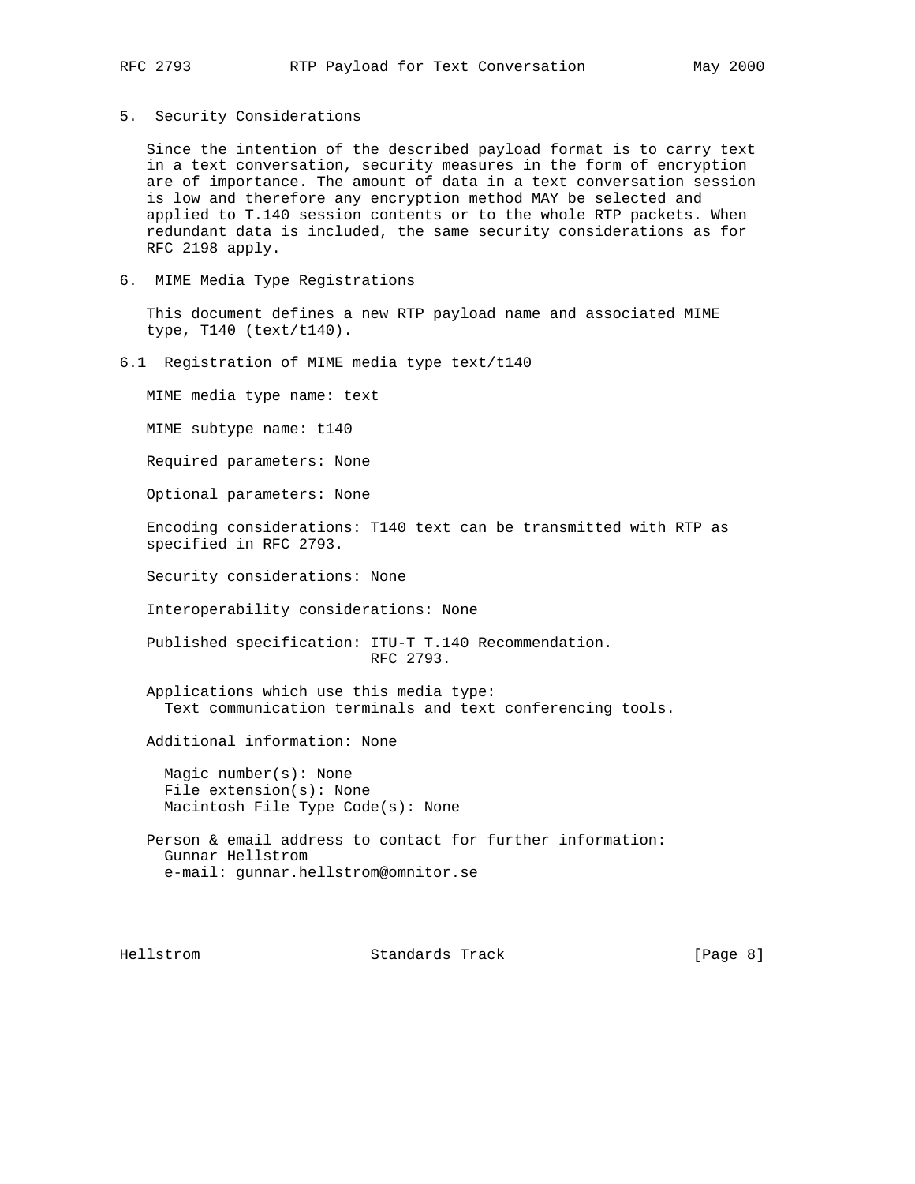## 5. Security Considerations

Since the intention of the described payload format is to carry text in a text conversation, security measures in the form of encryption are of importance. The amount of data in a text conversation session is low and therefore any encryption method MAY be selected and applied to T.140 session contents or to the whole RTP packets. When redundant data is included, the same security considerations as for RFC 2198 apply.

## 6. MIME Media Type Registrations

This document defines a new RTP payload name and associated MIME type, T140 (text/t140).

### 6.1 Registration of MIME media type text/t140

MIME media type name: text

MIME subtype name: t140

Required parameters: None

Optional parameters: None

Encoding considerations: T140 text can be transmitted with RTP as specified in RFC 2793.

Security considerations: None

Interoperability considerations: None

Published specification: ITU-T T.140 Recommendation.
RFC 2793.

Applications which use this media type:
Text communication terminals and text conferencing tools.

Additional information: None

Magic number(s): None
File extension(s): None
Macintosh File Type Code(s): None

Person & email address to contact for further information:
Gunnar Hellstrom
e-mail: gunnar.hellstrom@omnitor.se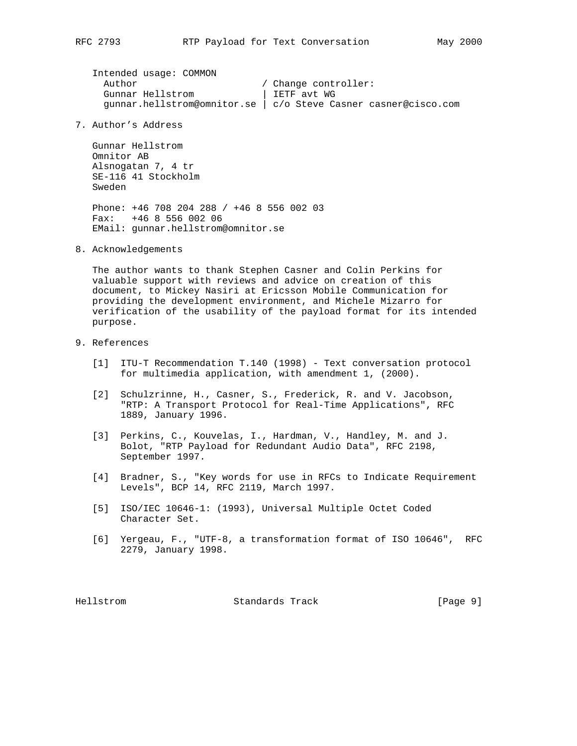Intended usage: COMMON

```
  Author                       / Change controller:
  Gunnar Hellstrom             | IETF avt WG
  gunnar.hellstrom@omnitor.se | c/o Steve Casner casner@cisco.com
```

## 7. Author's Address

Gunnar Hellstrom
Omnitor AB
Alsnogatan 7, 4 tr
SE-116 41 Stockholm
Sweden

Phone: +46 708 204 288 / +46 8 556 002 03
Fax: +46 8 556 002 06
EMail: gunnar.hellstrom@omnitor.se

## 8. Acknowledgements

The author wants to thank Stephen Casner and Colin Perkins for valuable support with reviews and advice on creation of this document, to Mickey Nasiri at Ericsson Mobile Communication for providing the development environment, and Michele Mizarro for verification of the usability of the payload format for its intended purpose.

## 9. References

[1] ITU-T Recommendation T.140 (1998) - Text conversation protocol for multimedia application, with amendment 1, (2000).

[2] Schulzrinne, H., Casner, S., Frederick, R. and V. Jacobson, "RTP: A Transport Protocol for Real-Time Applications", RFC 1889, January 1996.

[3] Perkins, C., Kouvelas, I., Hardman, V., Handley, M. and J. Bolot, "RTP Payload for Redundant Audio Data", RFC 2198, September 1997.

[4] Bradner, S., "Key words for use in RFCs to Indicate Requirement Levels", BCP 14, RFC 2119, March 1997.

[5] ISO/IEC 10646-1: (1993), Universal Multiple Octet Coded Character Set.

[6] Yergeau, F., "UTF-8, a transformation format of ISO 10646", RFC 2279, January 1998.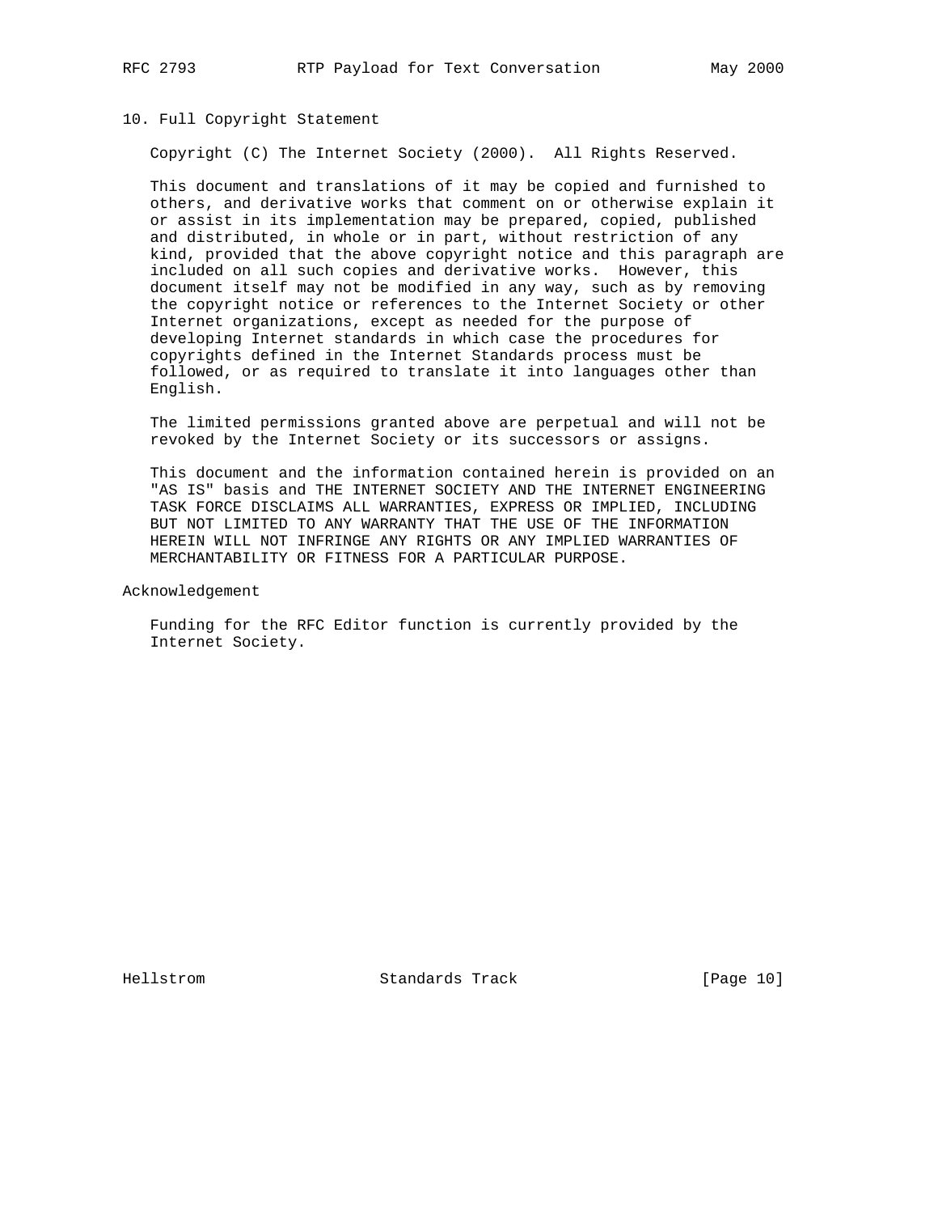## 10. Full Copyright Statement

Copyright (C) The Internet Society (2000). All Rights Reserved.

This document and translations of it may be copied and furnished to others, and derivative works that comment on or otherwise explain it or assist in its implementation may be prepared, copied, published and distributed, in whole or in part, without restriction of any kind, provided that the above copyright notice and this paragraph are included on all such copies and derivative works. However, this document itself may not be modified in any way, such as by removing the copyright notice or references to the Internet Society or other Internet organizations, except as needed for the purpose of developing Internet standards in which case the procedures for copyrights defined in the Internet Standards process must be followed, or as required to translate it into languages other than English.

The limited permissions granted above are perpetual and will not be revoked by the Internet Society or its successors or assigns.

This document and the information contained herein is provided on an "AS IS" basis and THE INTERNET SOCIETY AND THE INTERNET ENGINEERING TASK FORCE DISCLAIMS ALL WARRANTIES, EXPRESS OR IMPLIED, INCLUDING BUT NOT LIMITED TO ANY WARRANTY THAT THE USE OF THE INFORMATION HEREIN WILL NOT INFRINGE ANY RIGHTS OR ANY IMPLIED WARRANTIES OF MERCHANTABILITY OR FITNESS FOR A PARTICULAR PURPOSE.

## Acknowledgement

Funding for the RFC Editor function is currently provided by the Internet Society.